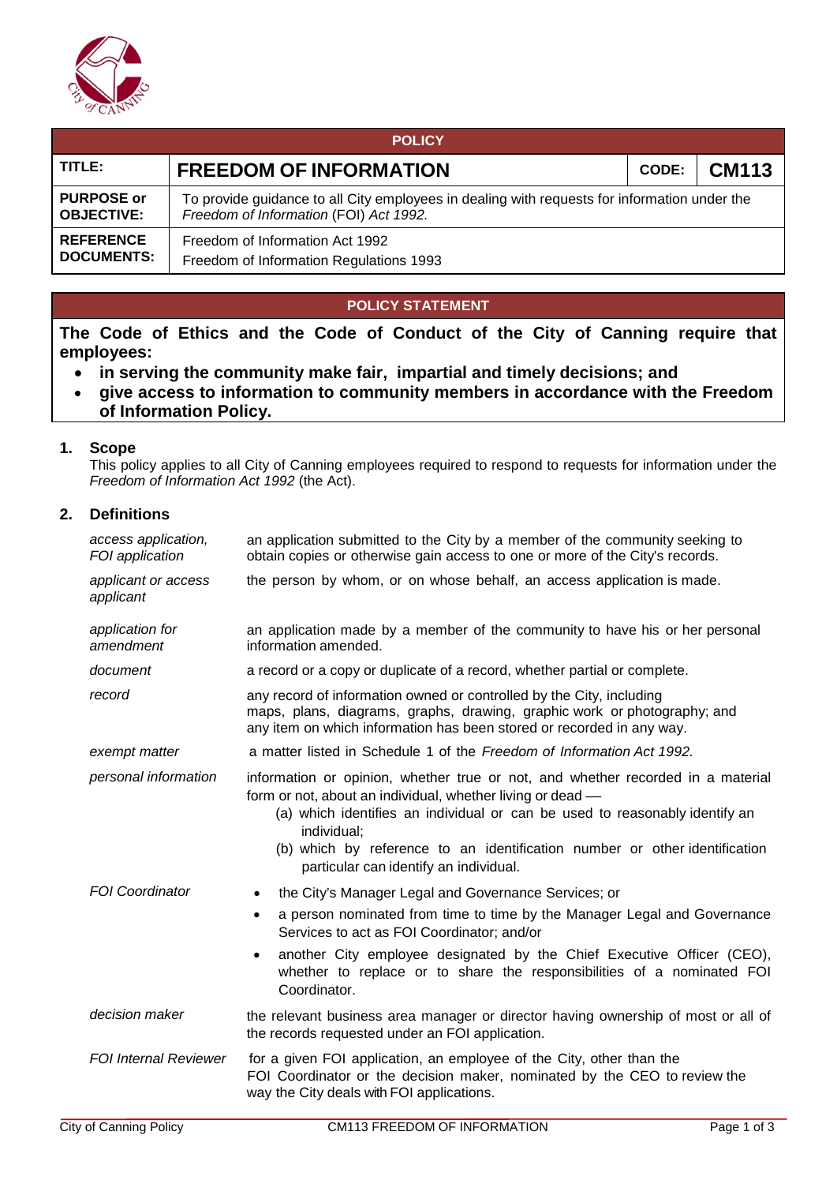| POLICY | | | |
|---|---|---|---|
| **TITLE:** | **FREEDOM OF INFORMATION** | **CODE:** | **CM113** |
| **PURPOSE or OBJECTIVE:** | To provide guidance to all City employees in dealing with requests for information under the *Freedom of Information* (FOI) *Act 1992.* | | |
| **REFERENCE DOCUMENTS:** | Freedom of Information Act 1992<br>Freedom of Information Regulations 1993 | | |

## POLICY STATEMENT

**The Code of Ethics and the Code of Conduct of the City of Canning require that employees:**

- **in serving the community make fair, impartial and timely decisions; and**
- **give access to information to community members in accordance with the Freedom of Information Policy.**

## 1. Scope

This policy applies to all City of Canning employees required to respond to requests for information under the *Freedom of Information Act 1992* (the Act).

## 2. Definitions

| | |
|---|---|
| *access application, FOI application* | an application submitted to the City by a member of the community seeking to obtain copies or otherwise gain access to one or more of the City's records. |
| *applicant or access applicant* | the person by whom, or on whose behalf, an access application is made. |
| *application for amendment* | an application made by a member of the community to have his or her personal information amended. |
| *document* | a record or a copy or duplicate of a record, whether partial or complete. |
| *record* | any record of information owned or controlled by the City, including maps, plans, diagrams, graphs, drawing, graphic work or photography; and any item on which information has been stored or recorded in any way. |
| *exempt matter* | a matter listed in Schedule 1 of the *Freedom of Information Act 1992.* |
| *personal information* | information or opinion, whether true or not, and whether recorded in a material form or not, about an individual, whether living or dead —<br>(a) which identifies an individual or can be used to reasonably identify an individual;<br>(b) which by reference to an identification number or other identification particular can identify an individual. |
| *FOI Coordinator* | • the City's Manager Legal and Governance Services; or<br>• a person nominated from time to time by the Manager Legal and Governance Services to act as FOI Coordinator; and/or<br>• another City employee designated by the Chief Executive Officer (CEO), whether to replace or to share the responsibilities of a nominated FOI Coordinator. |
| *decision maker* | the relevant business area manager or director having ownership of most or all of the records requested under an FOI application. |
| *FOI Internal Reviewer* | for a given FOI application, an employee of the City, other than the FOI Coordinator or the decision maker, nominated by the CEO to review the way the City deals with FOI applications. |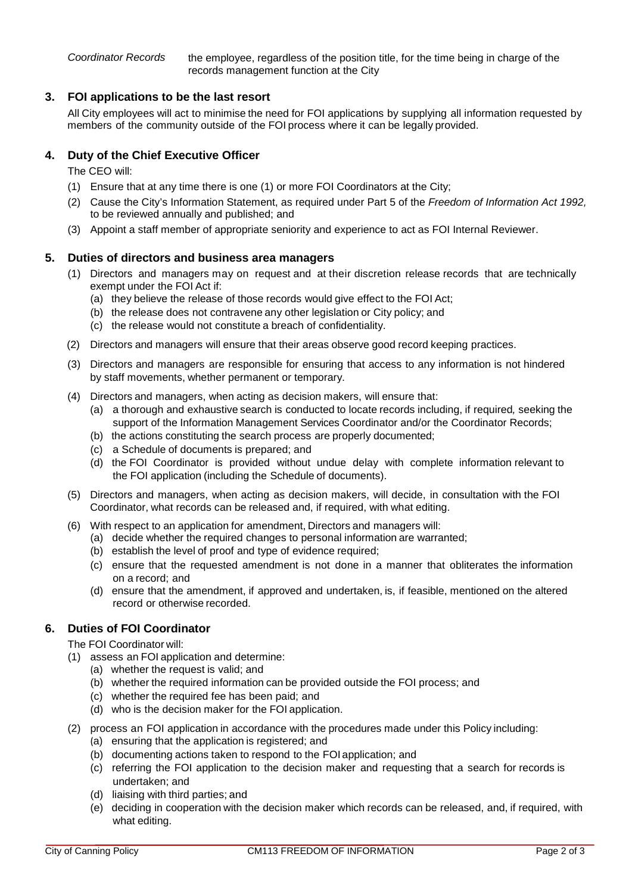*Coordinator Records* — the employee, regardless of the position title, for the time being in charge of the records management function at the City

## 3. FOI applications to be the last resort

All City employees will act to minimise the need for FOI applications by supplying all information requested by members of the community outside of the FOI process where it can be legally provided.

## 4. Duty of the Chief Executive Officer

The CEO will:

(1) Ensure that at any time there is one (1) or more FOI Coordinators at the City;

(2) Cause the City's Information Statement, as required under Part 5 of the *Freedom of Information Act 1992,* to be reviewed annually and published; and

(3) Appoint a staff member of appropriate seniority and experience to act as FOI Internal Reviewer.

## 5. Duties of directors and business area managers

(1) Directors and managers may on request and at their discretion release records that are technically exempt under the FOI Act if:
   - (a) they believe the release of those records would give effect to the FOI Act;
   - (b) the release does not contravene any other legislation or City policy; and
   - (c) the release would not constitute a breach of confidentiality.

(2) Directors and managers will ensure that their areas observe good record keeping practices.

(3) Directors and managers are responsible for ensuring that access to any information is not hindered by staff movements, whether permanent or temporary.

(4) Directors and managers, when acting as decision makers, will ensure that:
   - (a) a thorough and exhaustive search is conducted to locate records including, if required, seeking the support of the Information Management Services Coordinator and/or the Coordinator Records;
   - (b) the actions constituting the search process are properly documented;
   - (c) a Schedule of documents is prepared; and
   - (d) the FOI Coordinator is provided without undue delay with complete information relevant to the FOI application (including the Schedule of documents).

(5) Directors and managers, when acting as decision makers, will decide, in consultation with the FOI Coordinator, what records can be released and, if required, with what editing.

(6) With respect to an application for amendment, Directors and managers will:
   - (a) decide whether the required changes to personal information are warranted;
   - (b) establish the level of proof and type of evidence required;
   - (c) ensure that the requested amendment is not done in a manner that obliterates the information on a record; and
   - (d) ensure that the amendment, if approved and undertaken, is, if feasible, mentioned on the altered record or otherwise recorded.

## 6. Duties of FOI Coordinator

The FOI Coordinator will:

(1) assess an FOI application and determine:
   - (a) whether the request is valid; and
   - (b) whether the required information can be provided outside the FOI process; and
   - (c) whether the required fee has been paid; and
   - (d) who is the decision maker for the FOI application.

(2) process an FOI application in accordance with the procedures made under this Policy including:
   - (a) ensuring that the application is registered; and
   - (b) documenting actions taken to respond to the FOI application; and
   - (c) referring the FOI application to the decision maker and requesting that a search for records is undertaken; and
   - (d) liaising with third parties; and
   - (e) deciding in cooperation with the decision maker which records can be released, and, if required, with what editing.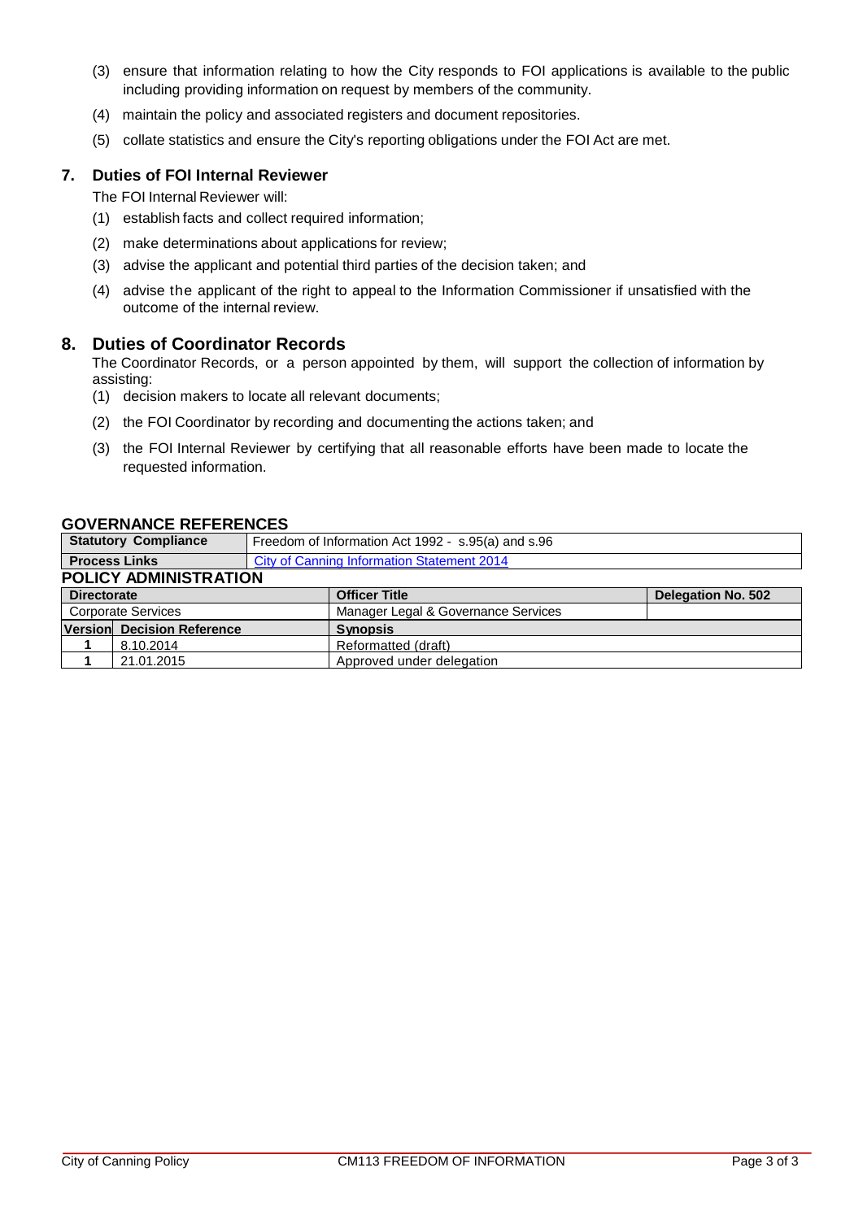(3) ensure that information relating to how the City responds to FOI applications is available to the public including providing information on request by members of the community.

(4) maintain the policy and associated registers and document repositories.

(5) collate statistics and ensure the City's reporting obligations under the FOI Act are met.

## 7. Duties of FOI Internal Reviewer

The FOI Internal Reviewer will:

(1) establish facts and collect required information;

(2) make determinations about applications for review;

(3) advise the applicant and potential third parties of the decision taken; and

(4) advise the applicant of the right to appeal to the Information Commissioner if unsatisfied with the outcome of the internal review.

## 8. Duties of Coordinator Records

The Coordinator Records, or a person appointed by them, will support the collection of information by assisting:

(1) decision makers to locate all relevant documents;

(2) the FOI Coordinator by recording and documenting the actions taken; and

(3) the FOI Internal Reviewer by certifying that all reasonable efforts have been made to locate the requested information.

### GOVERNANCE REFERENCES

| | |
|---|---|
| **Statutory Compliance** | Freedom of Information Act 1992 - s.95(a) and s.96 |
| **Process Links** | City of Canning Information Statement 2014 |

### POLICY ADMINISTRATION

| **Directorate** | | **Officer Title** | **Delegation No. 502** |
|---|---|---|---|
| Corporate Services | | Manager Legal & Governance Services | |
| **Version** | **Decision Reference** | **Synopsis** | |
| 1 | 8.10.2014 | Reformatted (draft) | |
| 1 | 21.01.2015 | Approved under delegation | |